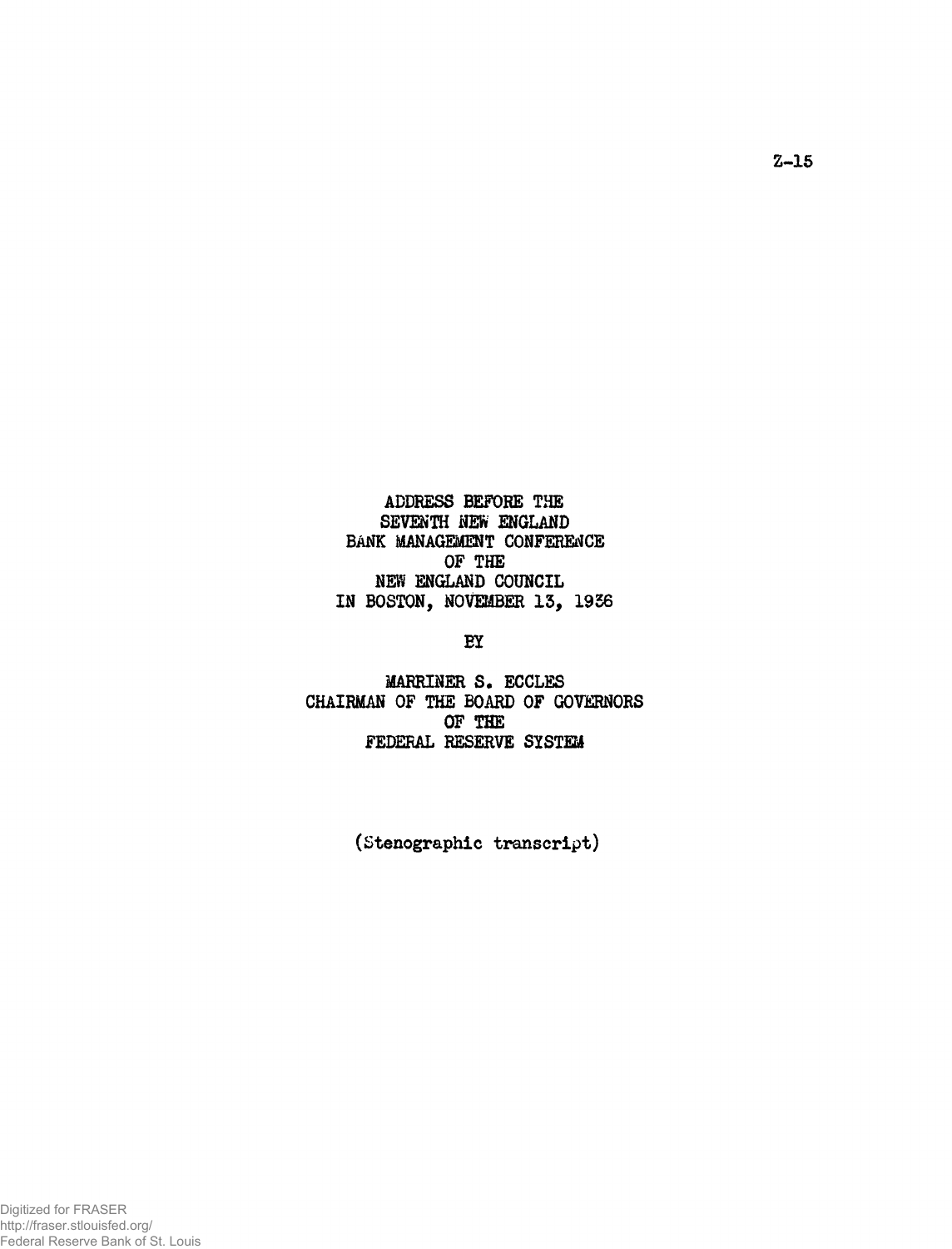Z-15

# ADDRESS BEFORE THE SEVENTH NEW ENGLAND BANK MANAGEMENT CONFERENCE OF THE NEW ENGLAND COUNCIL IN BOSTON, NOVEMBER 13, 1936

BY

MARRINER S. ECCLES
CHAIRMAN OF THE BOARD OF GOVERNORS
OF THE
FEDERAL RESERVE SYSTEM

(Stenographic transcript)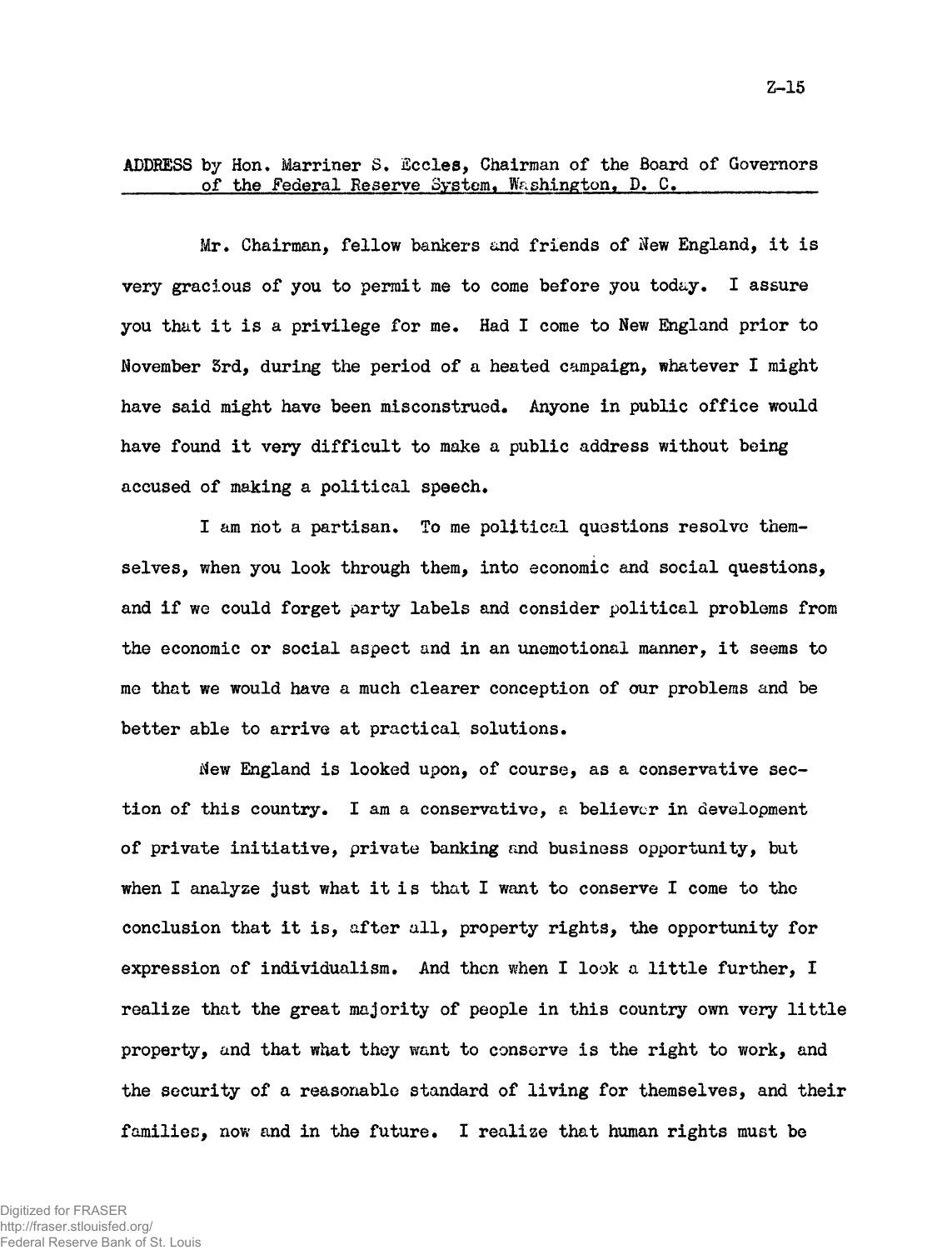ADDRESS by Hon. Marriner S. Eccles, Chairman of the Board of Governors of the Federal Reserve System, Washington, D. C.

Mr. Chairman, fellow bankers and friends of New England, it is very gracious of you to permit me to come before you today. I assure you that it is a privilege for me. Had I come to New England prior to November 3rd, during the period of a heated campaign, whatever I might have said might have been misconstrued. Anyone in public office would have found it very difficult to make a public address without being accused of making a political speech.

I am not a partisan. To me political questions resolve themselves, when you look through them, into economic and social questions, and if we could forget party labels and consider political problems from the economic or social aspect and in an unemotional manner, it seems to me that we would have a much clearer conception of our problems and be better able to arrive at practical solutions.

New England is looked upon, of course, as a conservative section of this country. I am a conservative, a believer in development of private initiative, private banking and business opportunity, but when I analyze just what it is that I want to conserve I come to the conclusion that it is, after all, property rights, the opportunity for expression of individualism. And then when I look a little further, I realize that the great majority of people in this country own very little property, and that what they want to conserve is the right to work, and the security of a reasonable standard of living for themselves, and their families, now and in the future. I realize that human rights must be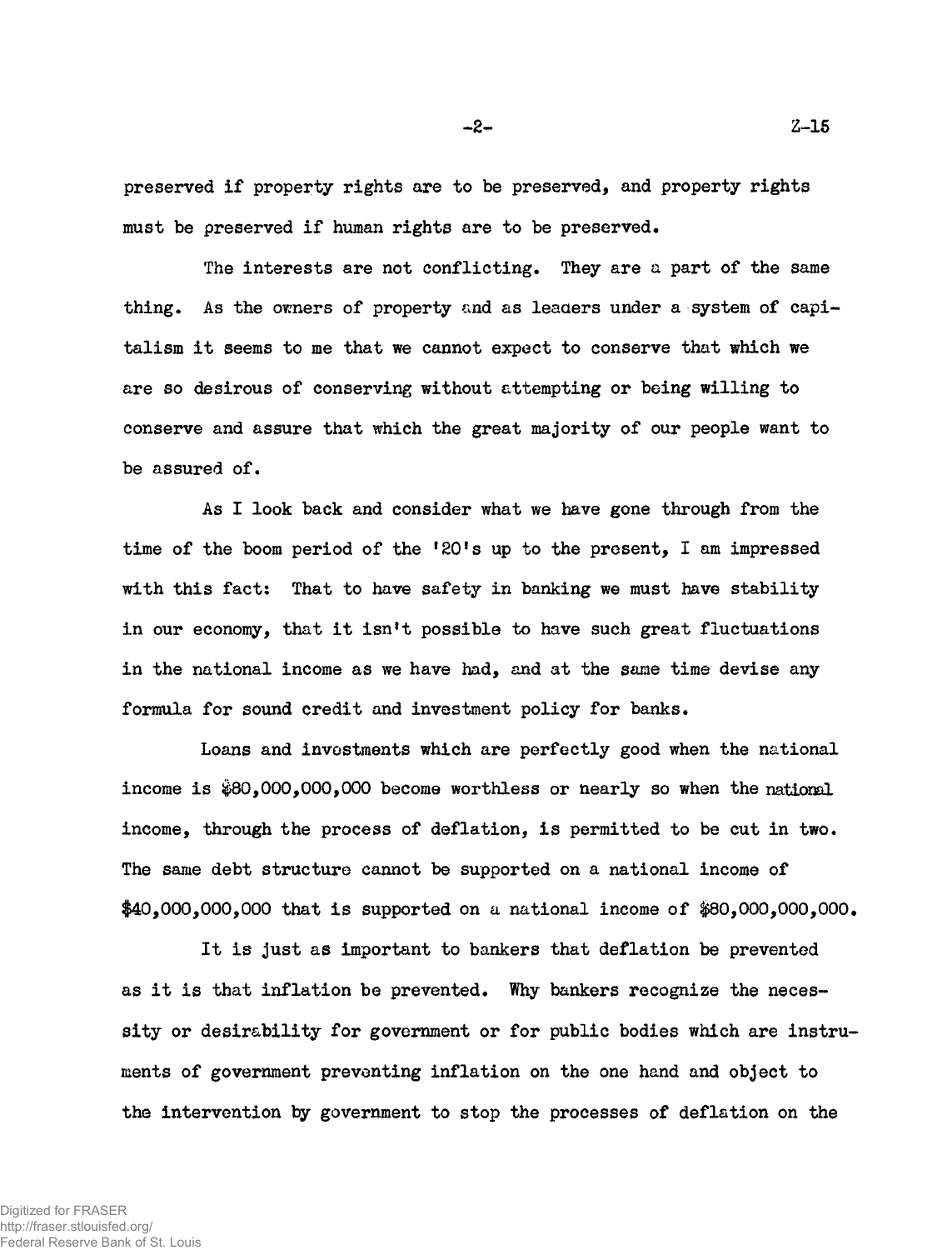preserved if property rights are to be preserved, and property rights must be preserved if human rights are to be preserved.

The interests are not conflicting. They are a part of the same thing. As the owners of property and as leaders under a system of capitalism it seems to me that we cannot expect to conserve that which we are so desirous of conserving without attempting or being willing to conserve and assure that which the great majority of our people want to be assured of.

As I look back and consider what we have gone through from the time of the boom period of the '20's up to the present, I am impressed with this fact: That to have safety in banking we must have stability in our economy, that it isn't possible to have such great fluctuations in the national income as we have had, and at the same time devise any formula for sound credit and investment policy for banks.

Loans and investments which are perfectly good when the national income is $80,000,000,000 become worthless or nearly so when the national income, through the process of deflation, is permitted to be cut in two. The same debt structure cannot be supported on a national income of $40,000,000,000 that is supported on a national income of $80,000,000,000.

It is just as important to bankers that deflation be prevented as it is that inflation be prevented. Why bankers recognize the necessity or desirability for government or for public bodies which are instruments of government preventing inflation on the one hand and object to the intervention by government to stop the processes of deflation on the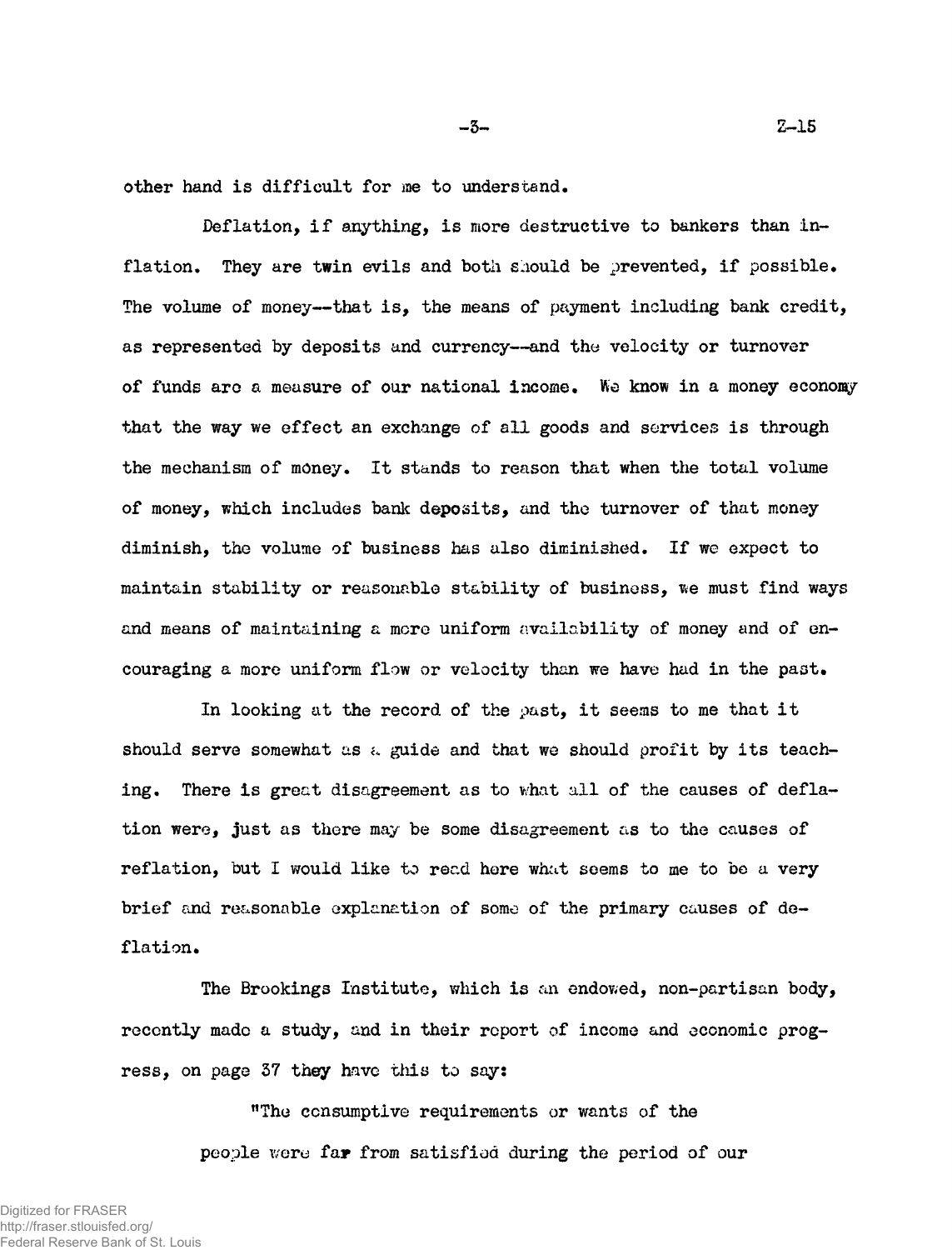other hand is difficult for me to understand.

Deflation, if anything, is more destructive to bankers than inflation. They are twin evils and both should be prevented, if possible. The volume of money--that is, the means of payment including bank credit, as represented by deposits and currency--and the velocity or turnover of funds are a measure of our national income. We know in a money economy that the way we effect an exchange of all goods and services is through the mechanism of money. It stands to reason that when the total volume of money, which includes bank deposits, and the turnover of that money diminish, the volume of business has also diminished. If we expect to maintain stability or reasonable stability of business, we must find ways and means of maintaining a more uniform availability of money and of encouraging a more uniform flow or velocity than we have had in the past.

In looking at the record of the past, it seems to me that it should serve somewhat as a guide and that we should profit by its teaching. There is great disagreement as to what all of the causes of deflation were, just as there may be some disagreement as to the causes of reflation, but I would like to read here what seems to me to be a very brief and reasonable explanation of some of the primary causes of deflation.

The Brookings Institute, which is an endowed, non-partisan body, recently made a study, and in their report of income and economic progress, on page 37 they have this to say:

> "The consumptive requirements or wants of the people were far from satisfied during the period of our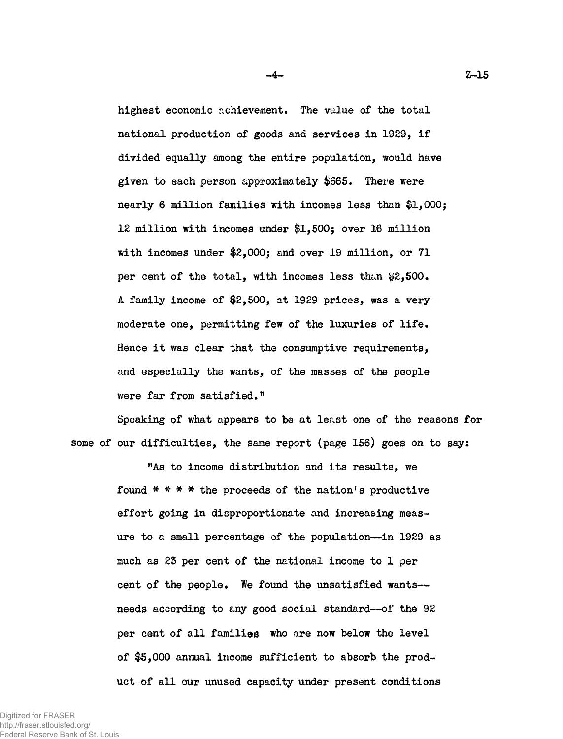highest economic achievement. The value of the total national production of goods and services in 1929, if divided equally among the entire population, would have given to each person approximately $665. There were nearly 6 million families with incomes less than $1,000; 12 million with incomes under $1,500; over 16 million with incomes under $2,000; and over 19 million, or 71 per cent of the total, with incomes less than $2,500. A family income of $2,500, at 1929 prices, was a very moderate one, permitting few of the luxuries of life. Hence it was clear that the consumptive requirements, and especially the wants, of the masses of the people were far from satisfied."

Speaking of what appears to be at least one of the reasons for some of our difficulties, the same report (page 156) goes on to say:

"As to income distribution and its results, we found * * * * the proceeds of the nation's productive effort going in disproportionate and increasing measure to a small percentage of the population--in 1929 as much as 23 per cent of the national income to 1 per cent of the people. We found the unsatisfied wants--needs according to any good social standard--of the 92 per cent of all families who are now below the level of $5,000 annual income sufficient to absorb the product of all our unused capacity under present conditions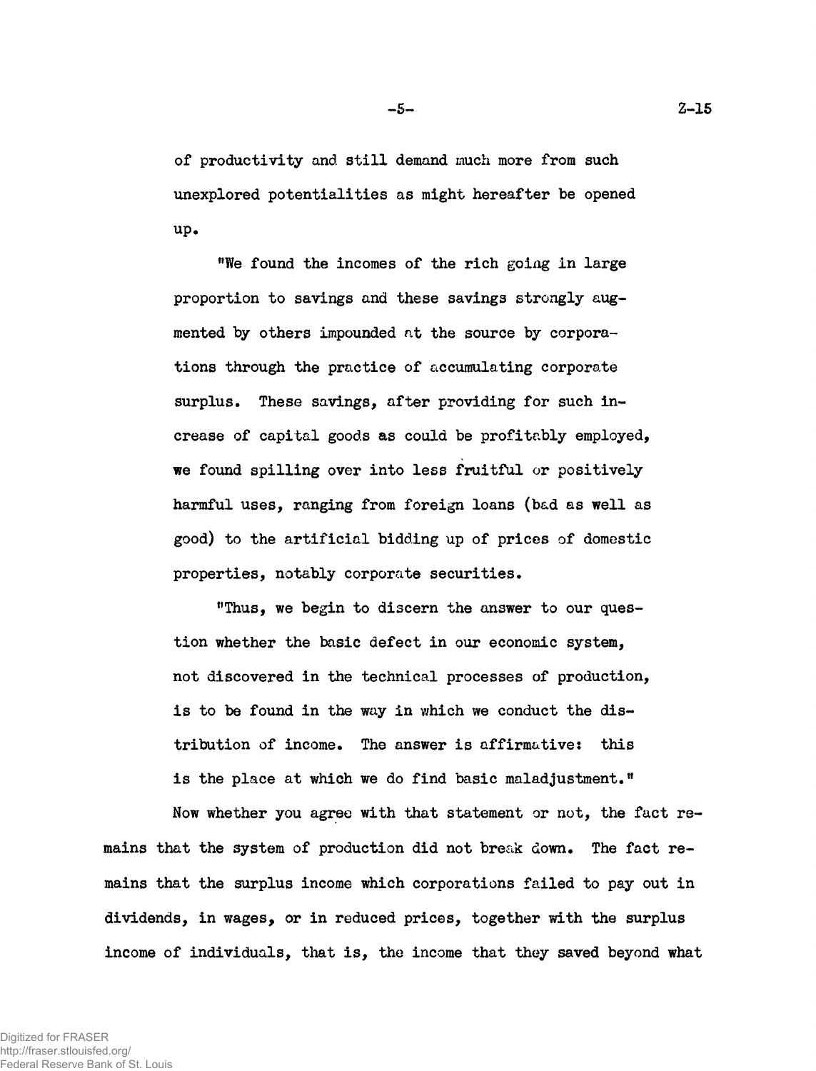of productivity and still demand much more from such unexplored potentialities as might hereafter be opened up.

"We found the incomes of the rich going in large proportion to savings and these savings strongly augmented by others impounded at the source by corporations through the practice of accumulating corporate surplus. These savings, after providing for such increase of capital goods as could be profitably employed, we found spilling over into less fruitful or positively harmful uses, ranging from foreign loans (bad as well as good) to the artificial bidding up of prices of domestic properties, notably corporate securities.

"Thus, we begin to discern the answer to our question whether the basic defect in our economic system, not discovered in the technical processes of production, is to be found in the way in which we conduct the distribution of income. The answer is affirmative: this is the place at which we do find basic maladjustment."

Now whether you agree with that statement or not, the fact remains that the system of production did not break down. The fact remains that the surplus income which corporations failed to pay out in dividends, in wages, or in reduced prices, together with the surplus income of individuals, that is, the income that they saved beyond what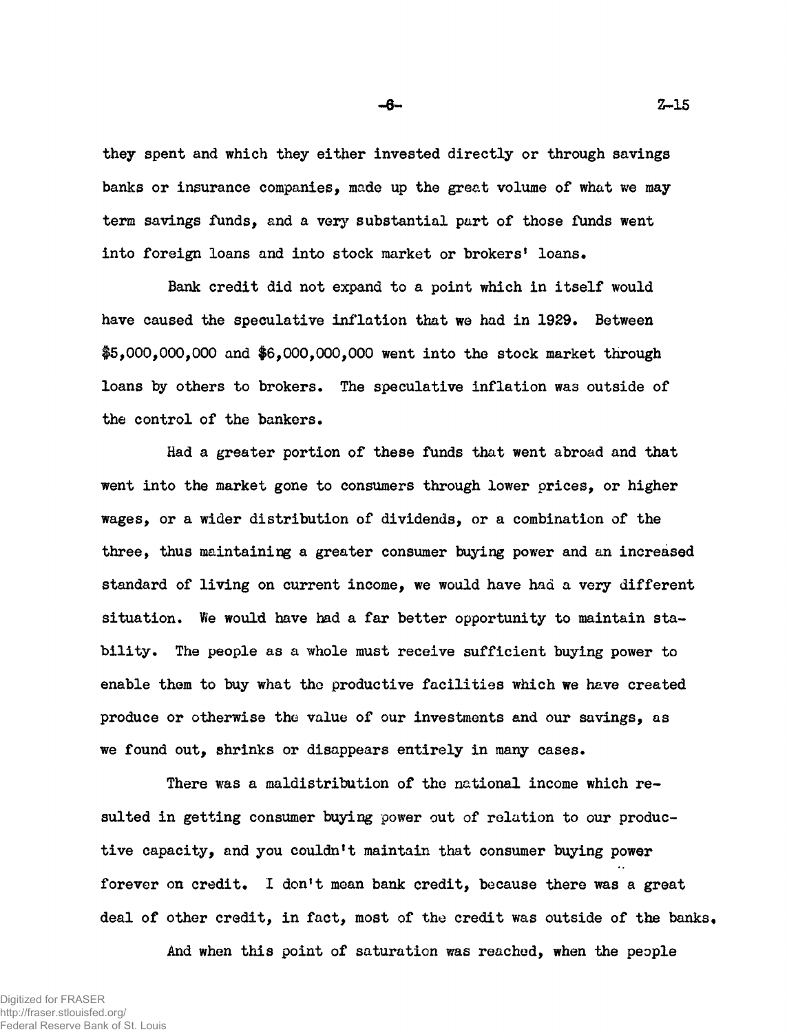they spent and which they either invested directly or through savings banks or insurance companies, made up the great volume of what we may term savings funds, and a very substantial part of those funds went into foreign loans and into stock market or brokers' loans.

Bank credit did not expand to a point which in itself would have caused the speculative inflation that we had in 1929. Between $5,000,000,000 and $6,000,000,000 went into the stock market through loans by others to brokers. The speculative inflation was outside of the control of the bankers.

Had a greater portion of these funds that went abroad and that went into the market gone to consumers through lower prices, or higher wages, or a wider distribution of dividends, or a combination of the three, thus maintaining a greater consumer buying power and an increased standard of living on current income, we would have had a very different situation. We would have had a far better opportunity to maintain stability. The people as a whole must receive sufficient buying power to enable them to buy what the productive facilities which we have created produce or otherwise the value of our investments and our savings, as we found out, shrinks or disappears entirely in many cases.

There was a maldistribution of the national income which resulted in getting consumer buying power out of relation to our productive capacity, and you couldn't maintain that consumer buying power forever on credit. I don't mean bank credit, because there was a great deal of other credit, in fact, most of the credit was outside of the banks.

And when this point of saturation was reached, when the people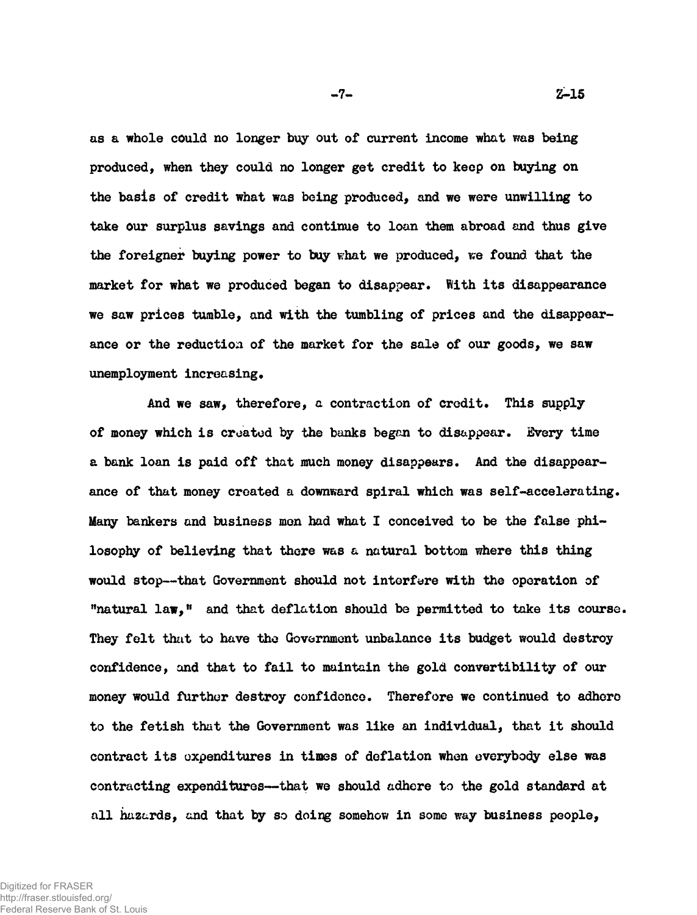as a whole could no longer buy out of current income what was being produced, when they could no longer get credit to keep on buying on the basis of credit what was being produced, and we were unwilling to take our surplus savings and continue to loan them abroad and thus give the foreigner buying power to buy what we produced, we found that the market for what we produced began to disappear. With its disappearance we saw prices tumble, and with the tumbling of prices and the disappearance or the reduction of the market for the sale of our goods, we saw unemployment increasing.

And we saw, therefore, a contraction of credit. This supply of money which is created by the banks began to disappear. Every time a bank loan is paid off that much money disappears. And the disappearance of that money created a downward spiral which was self-accelerating. Many bankers and business men had what I conceived to be the false philosophy of believing that there was a natural bottom where this thing would stop--that Government should not interfere with the operation of "natural law," and that deflation should be permitted to take its course. They felt that to have the Government unbalance its budget would destroy confidence, and that to fail to maintain the gold convertibility of our money would further destroy confidence. Therefore we continued to adhere to the fetish that the Government was like an individual, that it should contract its expenditures in times of deflation when everybody else was contracting expenditures--that we should adhere to the gold standard at all hazards, and that by so doing somehow in some way business people,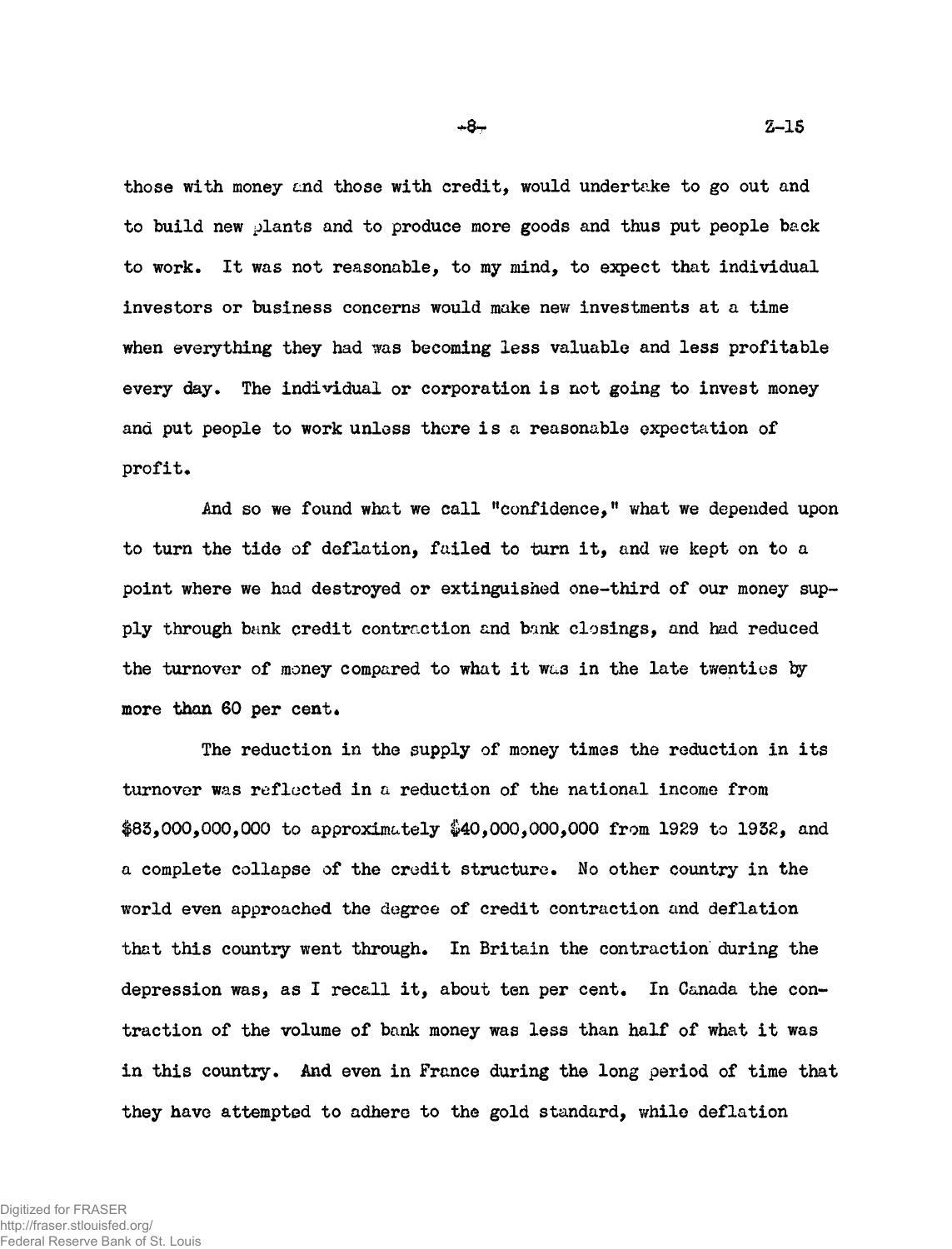those with money and those with credit, would undertake to go out and to build new plants and to produce more goods and thus put people back to work. It was not reasonable, to my mind, to expect that individual investors or business concerns would make new investments at a time when everything they had was becoming less valuable and less profitable every day. The individual or corporation is not going to invest money and put people to work unless there is a reasonable expectation of profit.

And so we found what we call "confidence," what we depended upon to turn the tide of deflation, failed to turn it, and we kept on to a point where we had destroyed or extinguished one-third of our money supply through bank credit contraction and bank closings, and had reduced the turnover of money compared to what it was in the late twenties by more than 60 per cent.

The reduction in the supply of money times the reduction in its turnover was reflected in a reduction of the national income from $83,000,000,000 to approximately $40,000,000,000 from 1929 to 1932, and a complete collapse of the credit structure. No other country in the world even approached the degree of credit contraction and deflation that this country went through. In Britain the contraction during the depression was, as I recall it, about ten per cent. In Canada the contraction of the volume of bank money was less than half of what it was in this country. And even in France during the long period of time that they have attempted to adhere to the gold standard, while deflation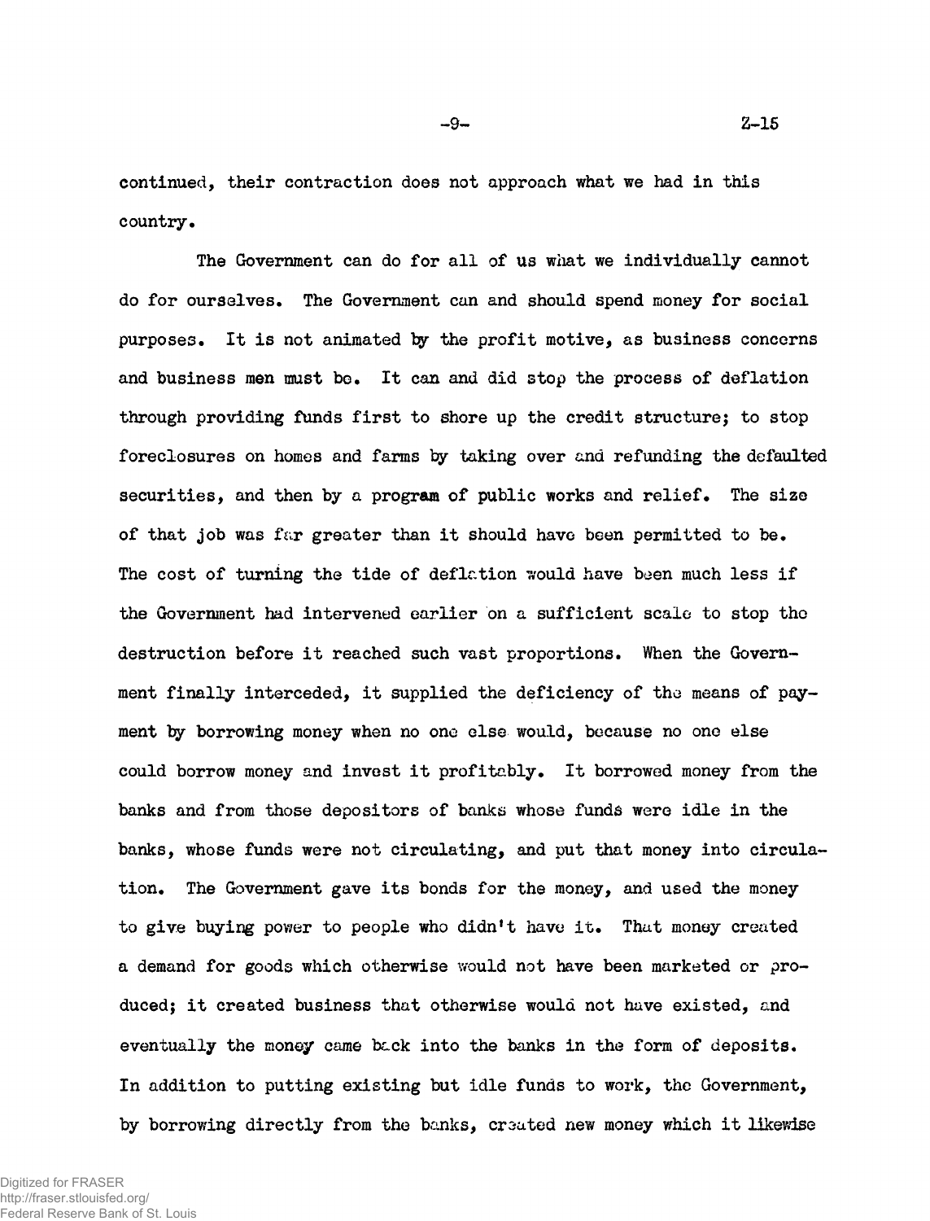continued, their contraction does not approach what we had in this country.

The Government can do for all of us what we individually cannot do for ourselves. The Government can and should spend money for social purposes. It is not animated by the profit motive, as business concerns and business men must be. It can and did stop the process of deflation through providing funds first to shore up the credit structure; to stop foreclosures on homes and farms by taking over and refunding the defaulted securities, and then by a program of public works and relief. The size of that job was far greater than it should have been permitted to be. The cost of turning the tide of deflation would have been much less if the Government had intervened earlier on a sufficient scale to stop the destruction before it reached such vast proportions. When the Government finally interceded, it supplied the deficiency of the means of payment by borrowing money when no one else would, because no one else could borrow money and invest it profitably. It borrowed money from the banks and from those depositors of banks whose funds were idle in the banks, whose funds were not circulating, and put that money into circulation. The Government gave its bonds for the money, and used the money to give buying power to people who didn't have it. That money created a demand for goods which otherwise would not have been marketed or produced; it created business that otherwise would not have existed, and eventually the money came back into the banks in the form of deposits. In addition to putting existing but idle funds to work, the Government, by borrowing directly from the banks, created new money which it likewise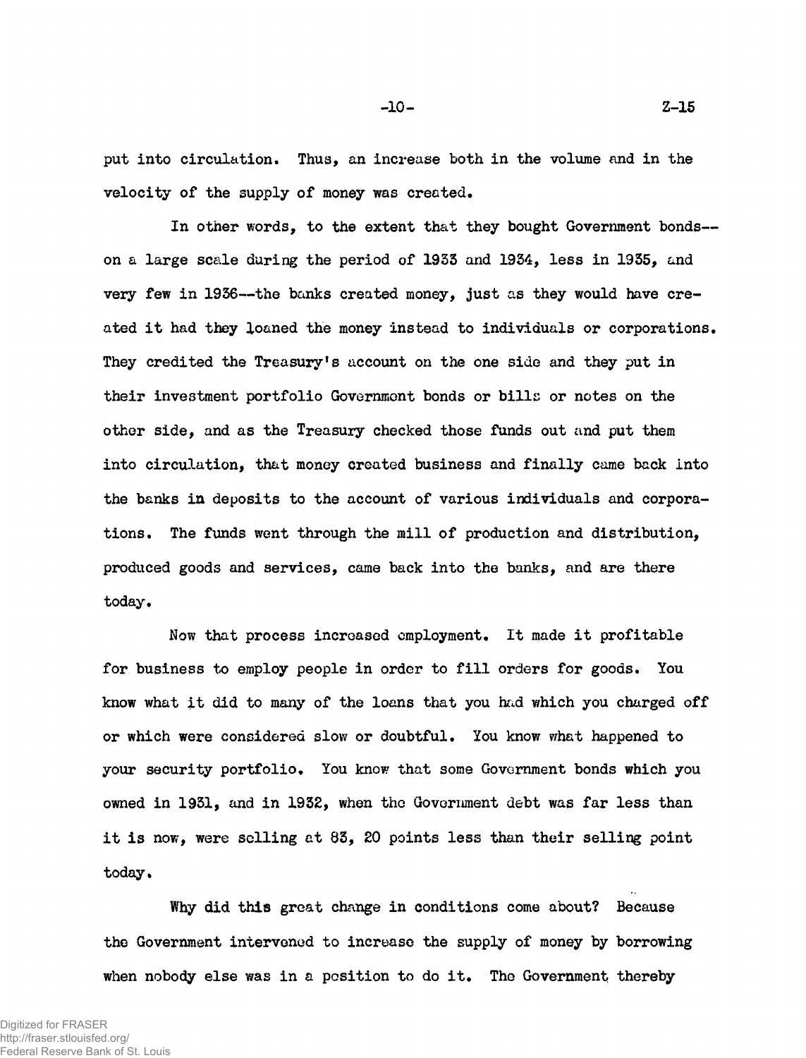put into circulation. Thus, an increase both in the volume and in the velocity of the supply of money was created.

In other words, to the extent that they bought Government bonds--on a large scale during the period of 1933 and 1934, less in 1935, and very few in 1936--the banks created money, just as they would have created it had they loaned the money instead to individuals or corporations. They credited the Treasury's account on the one side and they put in their investment portfolio Government bonds or bills or notes on the other side, and as the Treasury checked those funds out and put them into circulation, that money created business and finally came back into the banks in deposits to the account of various individuals and corporations. The funds went through the mill of production and distribution, produced goods and services, came back into the banks, and are there today.

Now that process increased employment. It made it profitable for business to employ people in order to fill orders for goods. You know what it did to many of the loans that you had which you charged off or which were considered slow or doubtful. You know what happened to your security portfolio. You know that some Government bonds which you owned in 1931, and in 1932, when the Government debt was far less than it is now, were selling at 83, 20 points less than their selling point today.

Why did this great change in conditions come about? Because the Government intervened to increase the supply of money by borrowing when nobody else was in a position to do it. The Government thereby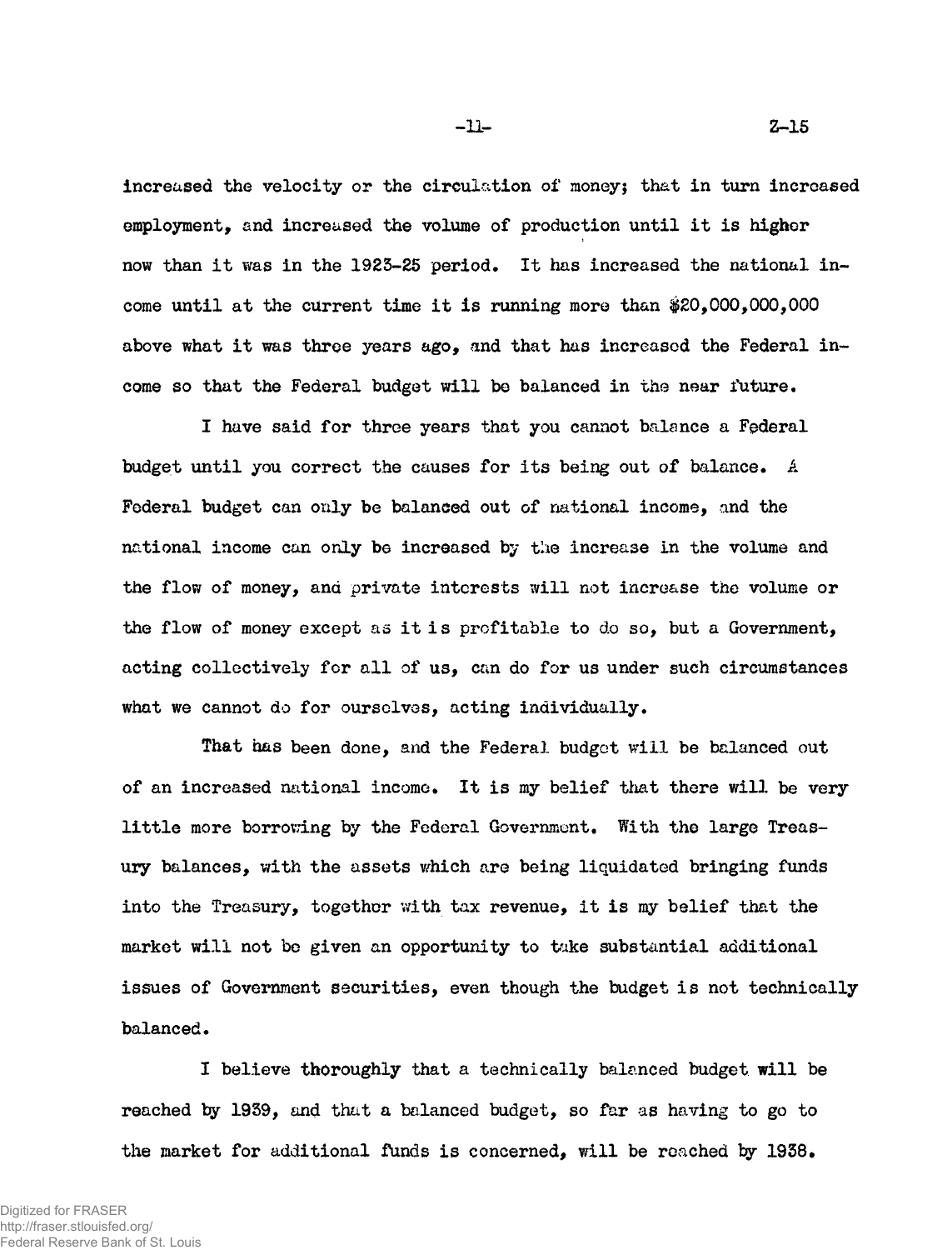increased the velocity or the circulation of money; that in turn increased employment, and increased the volume of production until it is higher now than it was in the 1923-25 period. It has increased the national income until at the current time it is running more than $20,000,000,000 above what it was three years ago, and that has increased the Federal income so that the Federal budget will be balanced in the near future.

I have said for three years that you cannot balance a Federal budget until you correct the causes for its being out of balance. A Federal budget can only be balanced out of national income, and the national income can only be increased by the increase in the volume and the flow of money, and private interests will not increase the volume or the flow of money except as it is profitable to do so, but a Government, acting collectively for all of us, can do for us under such circumstances what we cannot do for ourselves, acting individually.

That has been done, and the Federal budget will be balanced out of an increased national income. It is my belief that there will be very little more borrowing by the Federal Government. With the large Treasury balances, with the assets which are being liquidated bringing funds into the Treasury, together with tax revenue, it is my belief that the market will not be given an opportunity to take substantial additional issues of Government securities, even though the budget is not technically balanced.

I believe thoroughly that a technically balanced budget will be reached by 1939, and that a balanced budget, so far as having to go to the market for additional funds is concerned, will be reached by 1938.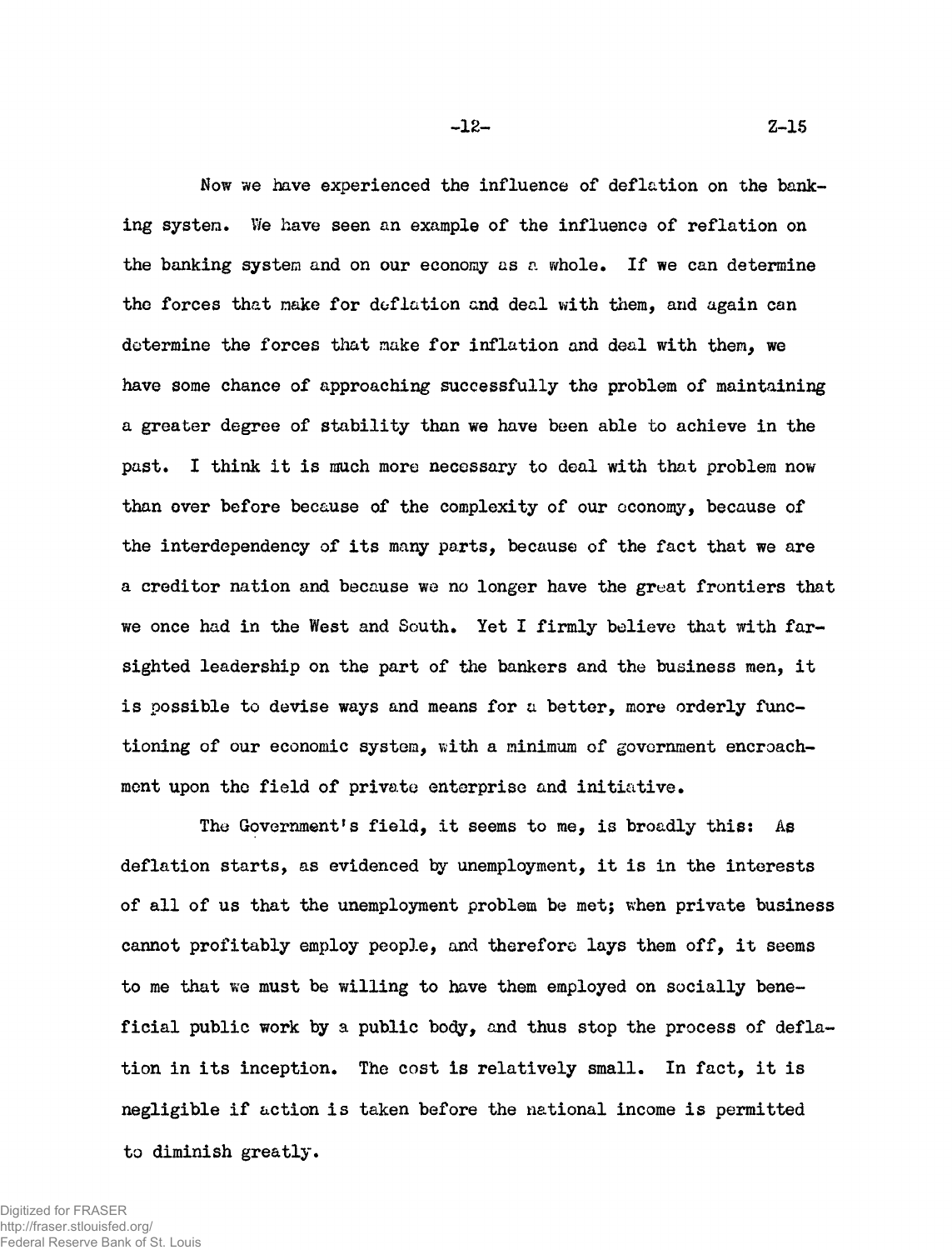Now we have experienced the influence of deflation on the banking system. We have seen an example of the influence of reflation on the banking system and on our economy as a whole. If we can determine the forces that make for deflation and deal with them, and again can determine the forces that make for inflation and deal with them, we have some chance of approaching successfully the problem of maintaining a greater degree of stability than we have been able to achieve in the past. I think it is much more necessary to deal with that problem now than ever before because of the complexity of our economy, because of the interdependency of its many parts, because of the fact that we are a creditor nation and because we no longer have the great frontiers that we once had in the West and South. Yet I firmly believe that with far-sighted leadership on the part of the bankers and the business men, it is possible to devise ways and means for a better, more orderly functioning of our economic system, with a minimum of government encroachment upon the field of private enterprise and initiative.

The Government's field, it seems to me, is broadly this: As deflation starts, as evidenced by unemployment, it is in the interests of all of us that the unemployment problem be met; when private business cannot profitably employ people, and therefore lays them off, it seems to me that we must be willing to have them employed on socially beneficial public work by a public body, and thus stop the process of deflation in its inception. The cost is relatively small. In fact, it is negligible if action is taken before the national income is permitted to diminish greatly.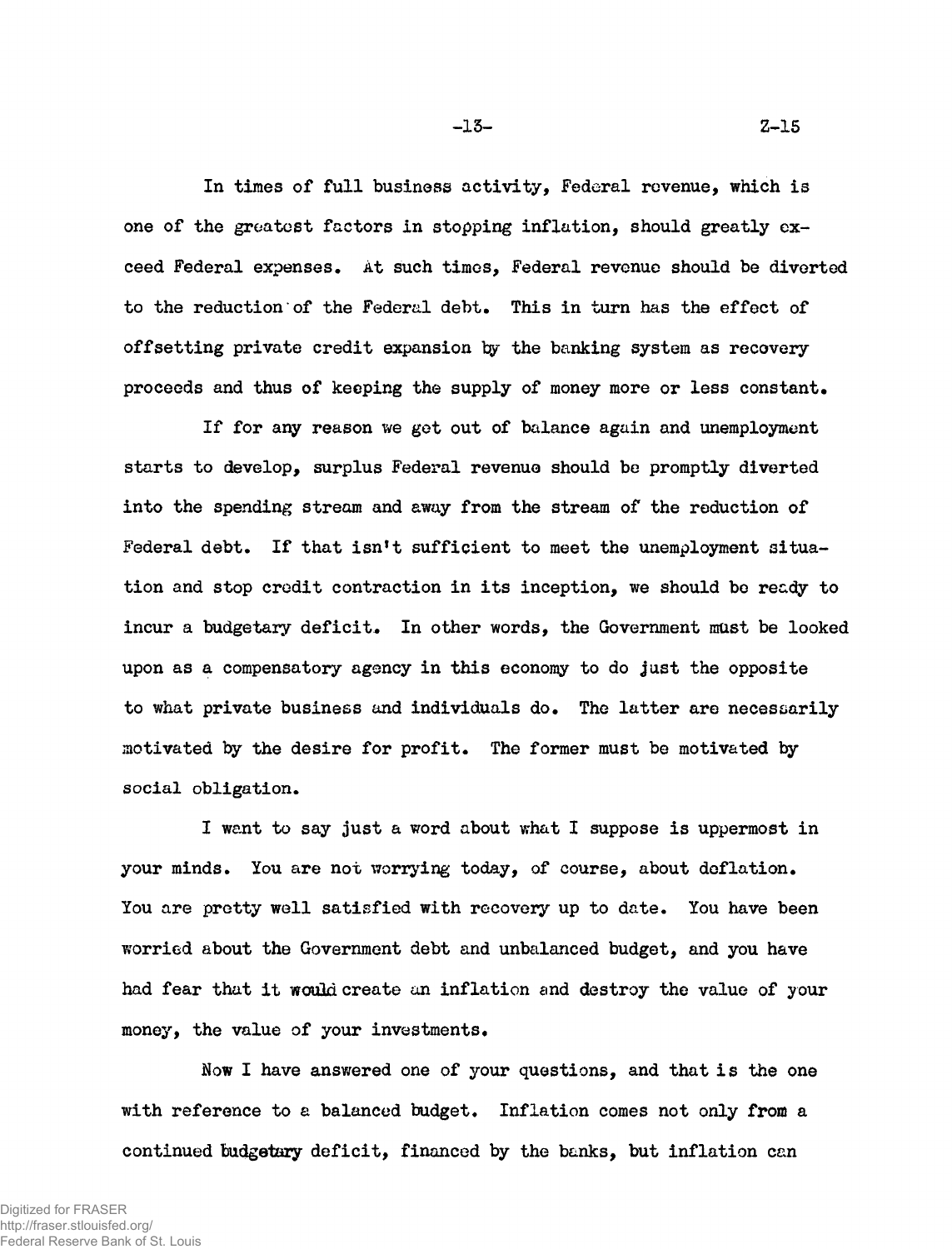In times of full business activity, Federal revenue, which is one of the greatest factors in stopping inflation, should greatly exceed Federal expenses. At such times, Federal revenue should be diverted to the reduction of the Federal debt. This in turn has the effect of offsetting private credit expansion by the banking system as recovery proceeds and thus of keeping the supply of money more or less constant.

If for any reason we get out of balance again and unemployment starts to develop, surplus Federal revenue should be promptly diverted into the spending stream and away from the stream of the reduction of Federal debt. If that isn't sufficient to meet the unemployment situation and stop credit contraction in its inception, we should be ready to incur a budgetary deficit. In other words, the Government must be looked upon as a compensatory agency in this economy to do just the opposite to what private business and individuals do. The latter are necessarily motivated by the desire for profit. The former must be motivated by social obligation.

I want to say just a word about what I suppose is uppermost in your minds. You are not worrying today, of course, about deflation. You are pretty well satisfied with recovery up to date. You have been worried about the Government debt and unbalanced budget, and you have had fear that it would create an inflation and destroy the value of your money, the value of your investments.

Now I have answered one of your questions, and that is the one with reference to a balanced budget. Inflation comes not only from a continued budgetary deficit, financed by the banks, but inflation can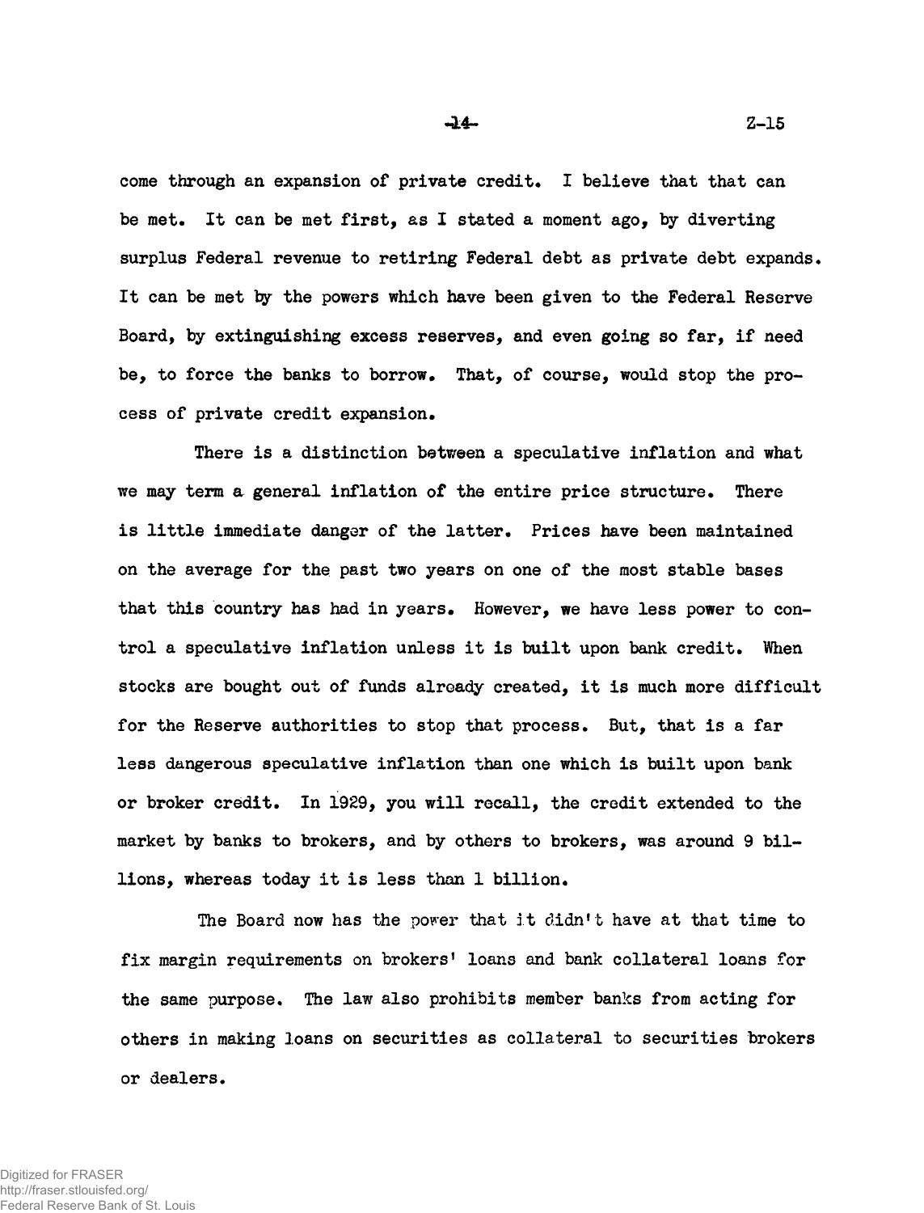come through an expansion of private credit. I believe that that can be met. It can be met first, as I stated a moment ago, by diverting surplus Federal revenue to retiring Federal debt as private debt expands. It can be met by the powers which have been given to the Federal Reserve Board, by extinguishing excess reserves, and even going so far, if need be, to force the banks to borrow. That, of course, would stop the process of private credit expansion.

There is a distinction between a speculative inflation and what we may term a general inflation of the entire price structure. There is little immediate danger of the latter. Prices have been maintained on the average for the past two years on one of the most stable bases that this country has had in years. However, we have less power to control a speculative inflation unless it is built upon bank credit. When stocks are bought out of funds already created, it is much more difficult for the Reserve authorities to stop that process. But, that is a far less dangerous speculative inflation than one which is built upon bank or broker credit. In 1929, you will recall, the credit extended to the market by banks to brokers, and by others to brokers, was around 9 billions, whereas today it is less than 1 billion.

The Board now has the power that it didn't have at that time to fix margin requirements on brokers' loans and bank collateral loans for the same purpose. The law also prohibits member banks from acting for others in making loans on securities as collateral to securities brokers or dealers.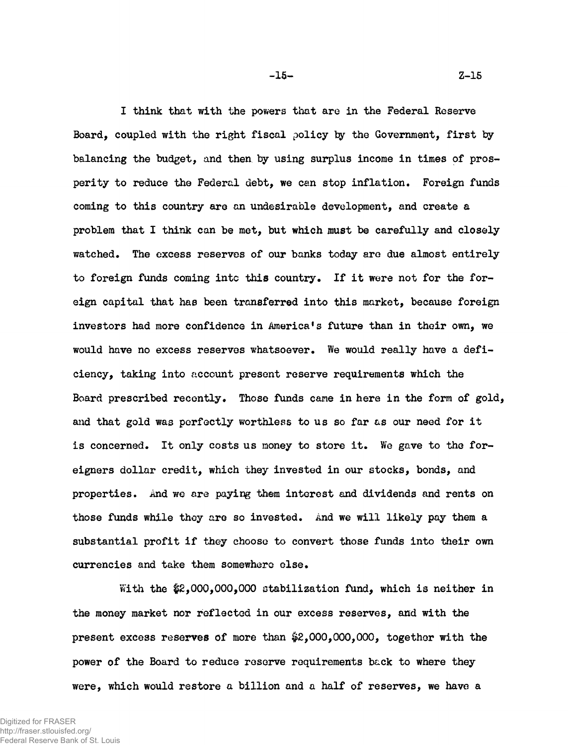I think that with the powers that are in the Federal Reserve Board, coupled with the right fiscal policy by the Government, first by balancing the budget, and then by using surplus income in times of prosperity to reduce the Federal debt, we can stop inflation. Foreign funds coming to this country are an undesirable development, and create a problem that I think can be met, but which must be carefully and closely watched. The excess reserves of our banks today are due almost entirely to foreign funds coming into this country. If it were not for the foreign capital that has been transferred into this market, because foreign investors had more confidence in America's future than in their own, we would have no excess reserves whatsoever. We would really have a deficiency, taking into account present reserve requirements which the Board prescribed recently. Those funds came in here in the form of gold, and that gold was perfectly worthless to us so far as our need for it is concerned. It only costs us money to store it. We gave to the foreigners dollar credit, which they invested in our stocks, bonds, and properties. And we are paying them interest and dividends and rents on those funds while they are so invested. And we will likely pay them a substantial profit if they choose to convert those funds into their own currencies and take them somewhere else.

With the $2,000,000,000 stabilization fund, which is neither in the money market nor reflected in our excess reserves, and with the present excess reserves of more than $2,000,000,000, together with the power of the Board to reduce reserve requirements back to where they were, which would restore a billion and a half of reserves, we have a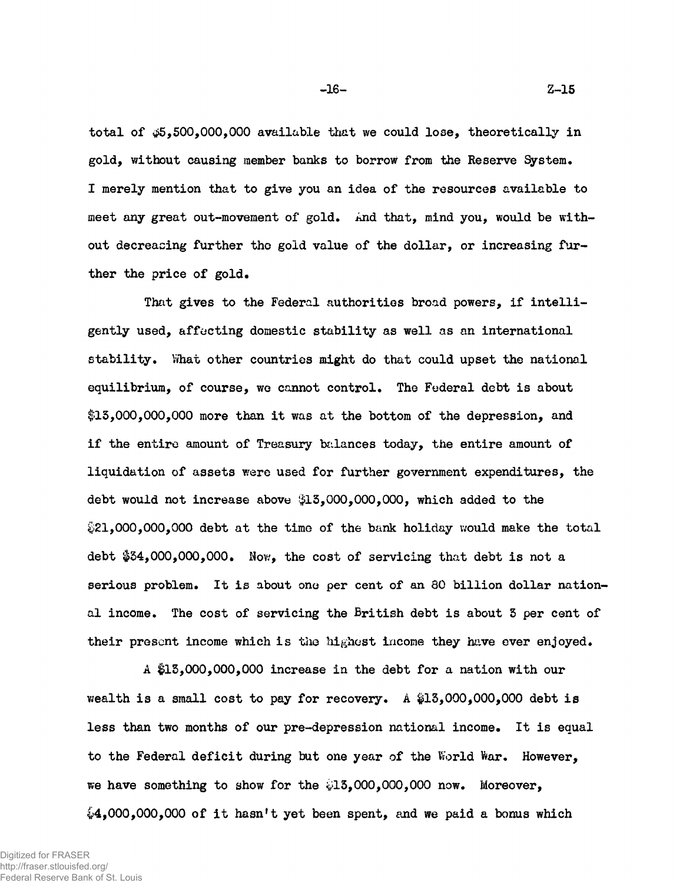total of $5,500,000,000 available that we could lose, theoretically in gold, without causing member banks to borrow from the Reserve System. I merely mention that to give you an idea of the resources available to meet any great out-movement of gold. And that, mind you, would be without decreasing further the gold value of the dollar, or increasing further the price of gold.

That gives to the Federal authorities broad powers, if intelligently used, affecting domestic stability as well as an international stability. What other countries might do that could upset the national equilibrium, of course, we cannot control. The Federal debt is about $13,000,000,000 more than it was at the bottom of the depression, and if the entire amount of Treasury balances today, the entire amount of liquidation of assets were used for further government expenditures, the debt would not increase above $13,000,000,000, which added to the $21,000,000,000 debt at the time of the bank holiday would make the total debt $34,000,000,000. Now, the cost of servicing that debt is not a serious problem. It is about one per cent of an 80 billion dollar national income. The cost of servicing the British debt is about 3 per cent of their present income which is the highest income they have ever enjoyed.

A $13,000,000,000 increase in the debt for a nation with our wealth is a small cost to pay for recovery. A $13,000,000,000 debt is less than two months of our pre-depression national income. It is equal to the Federal deficit during but one year of the World War. However, we have something to show for the $13,000,000,000 now. Moreover, $4,000,000,000 of it hasn't yet been spent, and we paid a bonus which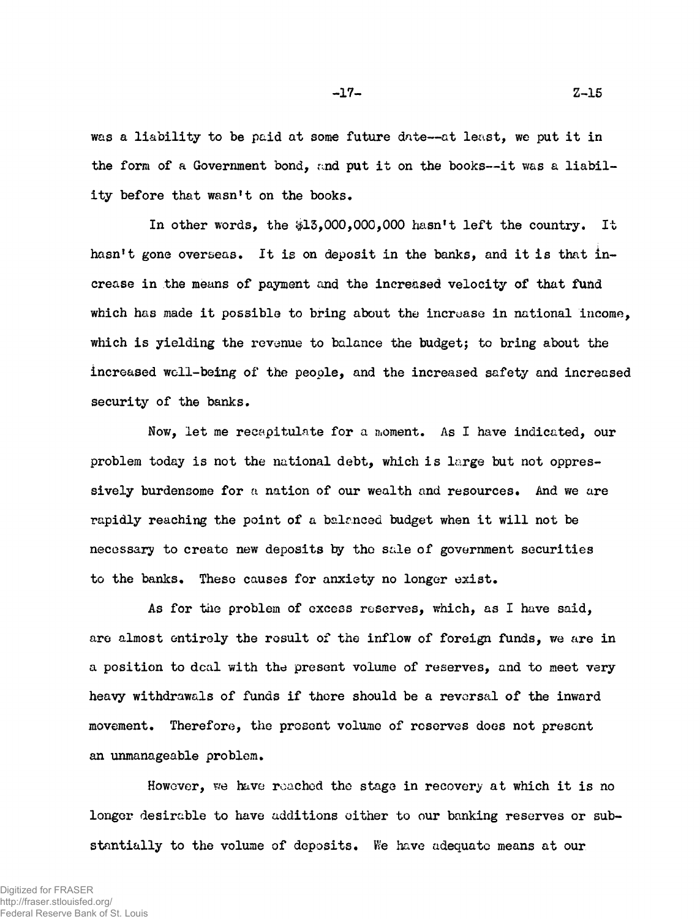was a liability to be paid at some future date--at least, we put it in the form of a Government bond, and put it on the books--it was a liability before that wasn't on the books.

In other words, the $13,000,000,000 hasn't left the country. It hasn't gone overseas. It is on deposit in the banks, and it is that increase in the means of payment and the increased velocity of that fund which has made it possible to bring about the increase in national income, which is yielding the revenue to balance the budget; to bring about the increased well-being of the people, and the increased safety and increased security of the banks.

Now, let me recapitulate for a moment. As I have indicated, our problem today is not the national debt, which is large but not oppressively burdensome for a nation of our wealth and resources. And we are rapidly reaching the point of a balanced budget when it will not be necessary to create new deposits by the sale of government securities to the banks. These causes for anxiety no longer exist.

As for the problem of excess reserves, which, as I have said, are almost entirely the result of the inflow of foreign funds, we are in a position to deal with the present volume of reserves, and to meet very heavy withdrawals of funds if there should be a reversal of the inward movement. Therefore, the present volume of reserves does not present an unmanageable problem.

However, we have reached the stage in recovery at which it is no longer desirable to have additions either to our banking reserves or substantially to the volume of deposits. We have adequate means at our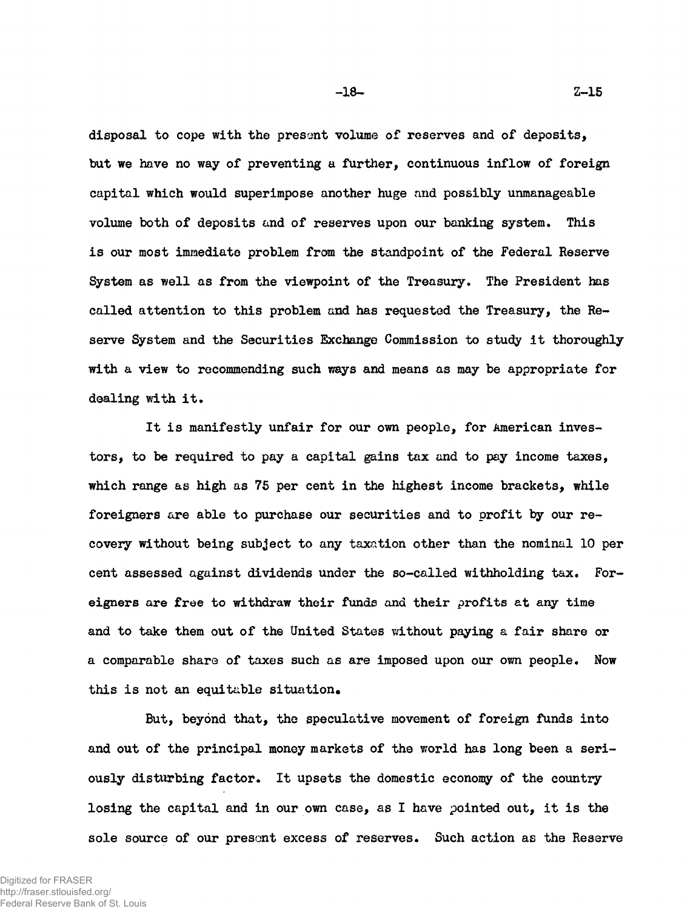disposal to cope with the present volume of reserves and of deposits, but we have no way of preventing a further, continuous inflow of foreign capital which would superimpose another huge and possibly unmanageable volume both of deposits and of reserves upon our banking system. This is our most immediate problem from the standpoint of the Federal Reserve System as well as from the viewpoint of the Treasury. The President has called attention to this problem and has requested the Treasury, the Reserve System and the Securities Exchange Commission to study it thoroughly with a view to recommending such ways and means as may be appropriate for dealing with it.

It is manifestly unfair for our own people, for American investors, to be required to pay a capital gains tax and to pay income taxes, which range as high as 75 per cent in the highest income brackets, while foreigners are able to purchase our securities and to profit by our recovery without being subject to any taxation other than the nominal 10 per cent assessed against dividends under the so-called withholding tax. Foreigners are free to withdraw their funds and their profits at any time and to take them out of the United States without paying a fair share or a comparable share of taxes such as are imposed upon our own people. Now this is not an equitable situation.

But, beyond that, the speculative movement of foreign funds into and out of the principal money markets of the world has long been a seriously disturbing factor. It upsets the domestic economy of the country losing the capital and in our own case, as I have pointed out, it is the sole source of our present excess of reserves. Such action as the Reserve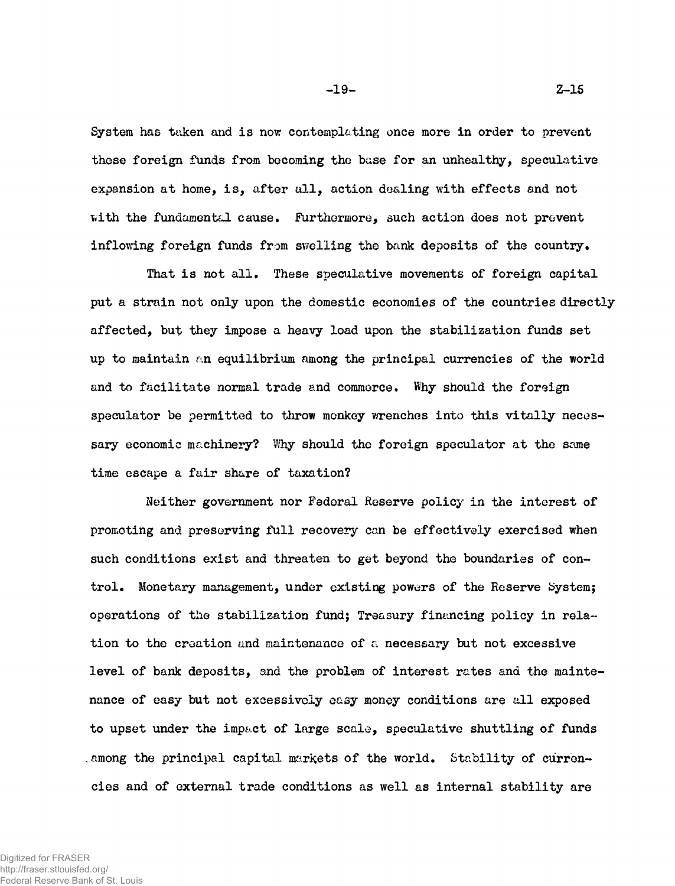System has taken and is now contemplating once more in order to prevent these foreign funds from becoming the base for an unhealthy, speculative expansion at home, is, after all, action dealing with effects and not with the fundamental cause. Furthermore, such action does not prevent inflowing foreign funds from swelling the bank deposits of the country.

That is not all. These speculative movements of foreign capital put a strain not only upon the domestic economies of the countries directly affected, but they impose a heavy load upon the stabilization funds set up to maintain an equilibrium among the principal currencies of the world and to facilitate normal trade and commerce. Why should the foreign speculator be permitted to throw monkey wrenches into this vitally necessary economic machinery? Why should the foreign speculator at the same time escape a fair share of taxation?

Neither government nor Federal Reserve policy in the interest of promoting and preserving full recovery can be effectively exercised when such conditions exist and threaten to get beyond the boundaries of control. Monetary management, under existing powers of the Reserve System; operations of the stabilization fund; Treasury financing policy in relation to the creation and maintenance of a necessary but not excessive level of bank deposits, and the problem of interest rates and the maintenance of easy but not excessively easy money conditions are all exposed to upset under the impact of large scale, speculative shuttling of funds among the principal capital markets of the world. Stability of currencies and of external trade conditions as well as internal stability are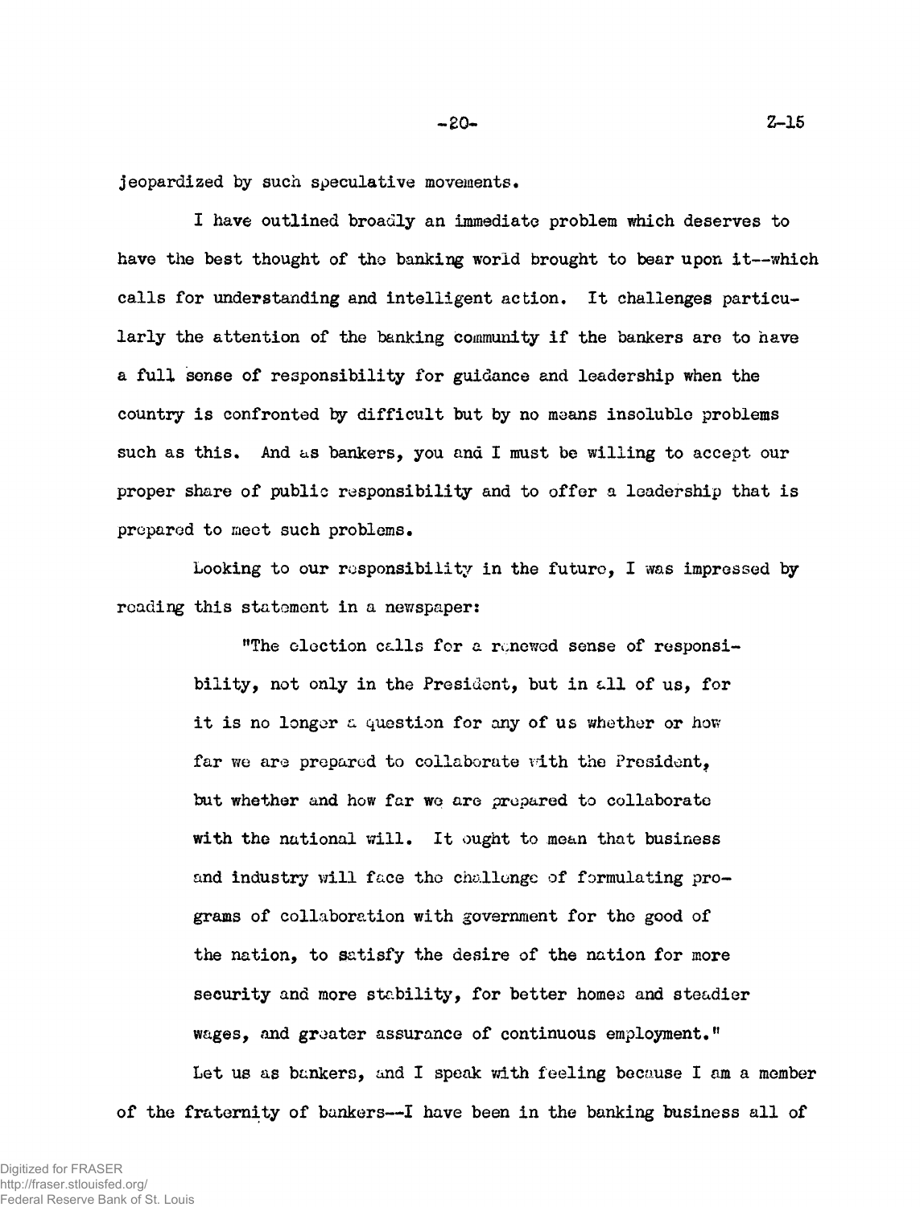jeopardized by such speculative movements.

I have outlined broadly an immediate problem which deserves to have the best thought of the banking world brought to bear upon it--which calls for understanding and intelligent action. It challenges particularly the attention of the banking community if the bankers are to have a full sense of responsibility for guidance and leadership when the country is confronted by difficult but by no means insoluble problems such as this. And as bankers, you and I must be willing to accept our proper share of public responsibility and to offer a leadership that is prepared to meet such problems.

Looking to our responsibility in the future, I was impressed by reading this statement in a newspaper:

> "The election calls for a renewed sense of responsibility, not only in the President, but in all of us, for it is no longer a question for any of us whether or how far we are prepared to collaborate with the President, but whether and how far we are prepared to collaborate with the national will. It ought to mean that business and industry will face the challenge of formulating programs of collaboration with government for the good of the nation, to satisfy the desire of the nation for more security and more stability, for better homes and steadier wages, and greater assurance of continuous employment."

Let us as bankers, and I speak with feeling because I am a member of the fraternity of bankers--I have been in the banking business all of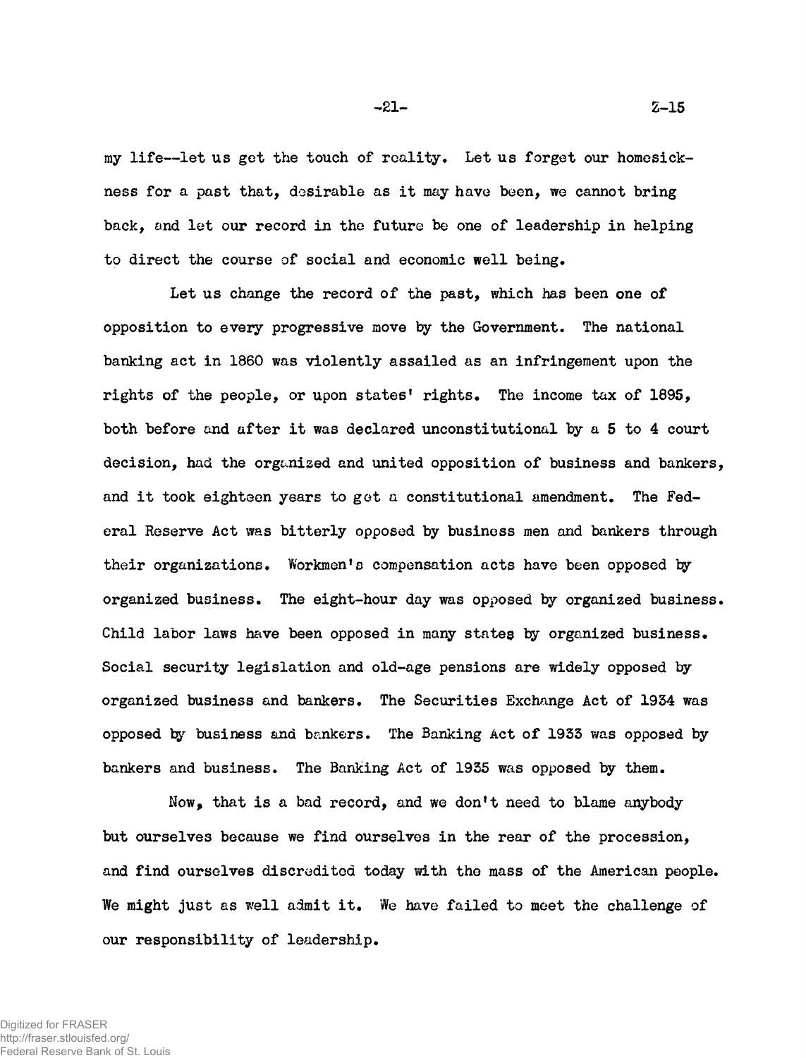my life--let us get the touch of reality. Let us forget our homesickness for a past that, desirable as it may have been, we cannot bring back, and let our record in the future be one of leadership in helping to direct the course of social and economic well being.

Let us change the record of the past, which has been one of opposition to every progressive move by the Government. The national banking act in 1860 was violently assailed as an infringement upon the rights of the people, or upon states' rights. The income tax of 1895, both before and after it was declared unconstitutional by a 5 to 4 court decision, had the organized and united opposition of business and bankers, and it took eighteen years to get a constitutional amendment. The Federal Reserve Act was bitterly opposed by business men and bankers through their organizations. Workmen's compensation acts have been opposed by organized business. The eight-hour day was opposed by organized business. Child labor laws have been opposed in many states by organized business. Social security legislation and old-age pensions are widely opposed by organized business and bankers. The Securities Exchange Act of 1934 was opposed by business and bankers. The Banking Act of 1933 was opposed by bankers and business. The Banking Act of 1935 was opposed by them.

Now, that is a bad record, and we don't need to blame anybody but ourselves because we find ourselves in the rear of the procession, and find ourselves discredited today with the mass of the American people. We might just as well admit it. We have failed to meet the challenge of our responsibility of leadership.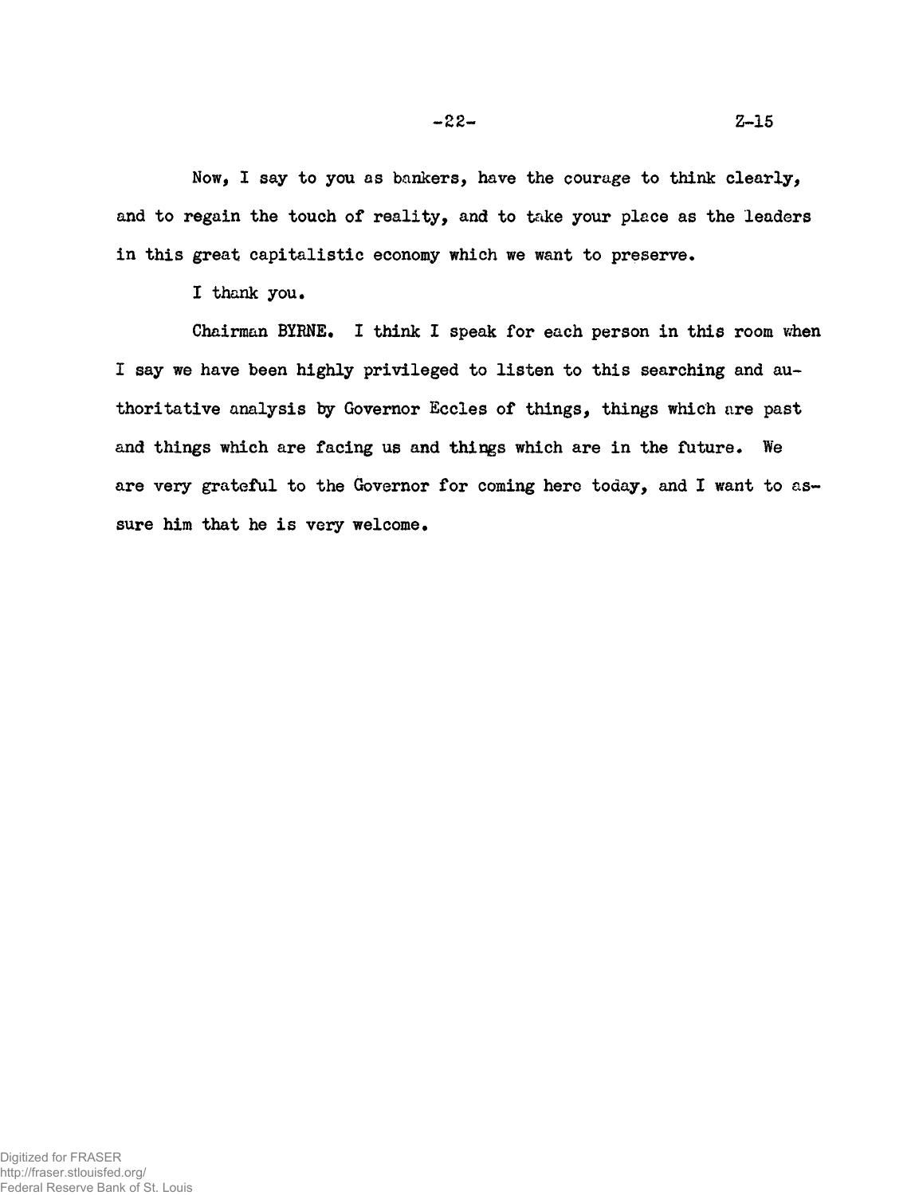Now, I say to you as bankers, have the courage to think clearly, and to regain the touch of reality, and to take your place as the leaders in this great capitalistic economy which we want to preserve.

I thank you.

Chairman BYRNE. I think I speak for each person in this room when I say we have been highly privileged to listen to this searching and authoritative analysis by Governor Eccles of things, things which are past and things which are facing us and things which are in the future. We are very grateful to the Governor for coming here today, and I want to assure him that he is very welcome.